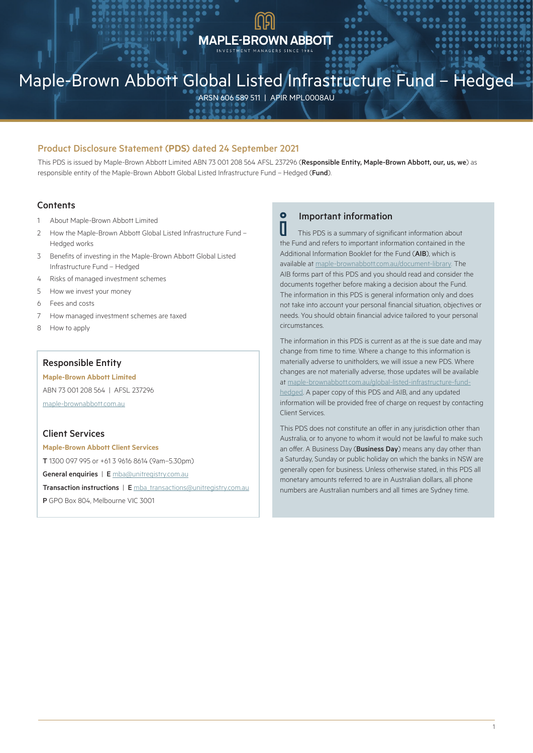MAPLE-BROWN ABBOTT

INVESTMENT MANAGERS SINCE 1984

# Maple-Brown Abbott Global Listed Infrastructure Fund – Hedged

ARSN 606 589 511 | APIR MPL0008AU

## Product Disclosure Statement (PDS) dated 24 September 2021

This PDS is issued by Maple-Brown Abbott Limited ABN 73 001 208 564 AFSL 237296 (**Responsible Entity, Maple-Brown Abbott, our, us, we**) as responsible entity of the Maple-Brown Abbott Global Listed Infrastructure Fund – Hedged (**Fund**).

### Contents

1. About Maple-Brown Abbott Limited
2. How the Maple-Brown Abbott Global Listed Infrastructure Fund – Hedged works
3. Benefits of investing in the Maple-Brown Abbott Global Listed Infrastructure Fund – Hedged
4. Risks of managed investment schemes
5. How we invest your money
6. Fees and costs
7. How managed investment schemes are taxed
8. How to apply

### Responsible Entity

**Maple-Brown Abbott Limited**

ABN 73 001 208 564 | AFSL 237296

maple-brownabbott.com.au

### Client Services

**Maple-Brown Abbott Client Services**

**T** 1300 097 995 or +61 3 9616 8614 (9am–5.30pm)

**General enquiries** | **E** mba@unitregistry.com.au

**Transaction instructions** | **E** mba_transactions@unitregistry.com.au

**P** GPO Box 804, Melbourne VIC 3001

### Important information

This PDS is a summary of significant information about the Fund and refers to important information contained in the Additional Information Booklet for the Fund (**AIB**), which is available at maple-brownabbott.com.au/document-library. The AIB forms part of this PDS and you should read and consider the documents together before making a decision about the Fund. The information in this PDS is general information only and does not take into account your personal financial situation, objectives or needs. You should obtain financial advice tailored to your personal circumstances.

The information in this PDS is current as at the is sue date and may change from time to time. Where a change to this information is materially adverse to unitholders, we will issue a new PDS. Where changes are not materially adverse, those updates will be available at maple-brownabbott.com.au/global-listed-infrastructure-fund-hedged. A paper copy of this PDS and AIB, and any updated information will be provided free of charge on request by contacting Client Services.

This PDS does not constitute an offer in any jurisdiction other than Australia, or to anyone to whom it would not be lawful to make such an offer. A Business Day (**Business Day**) means any day other than a Saturday, Sunday or public holiday on which the banks in NSW are generally open for business. Unless otherwise stated, in this PDS all monetary amounts referred to are in Australian dollars, all phone numbers are Australian numbers and all times are Sydney time.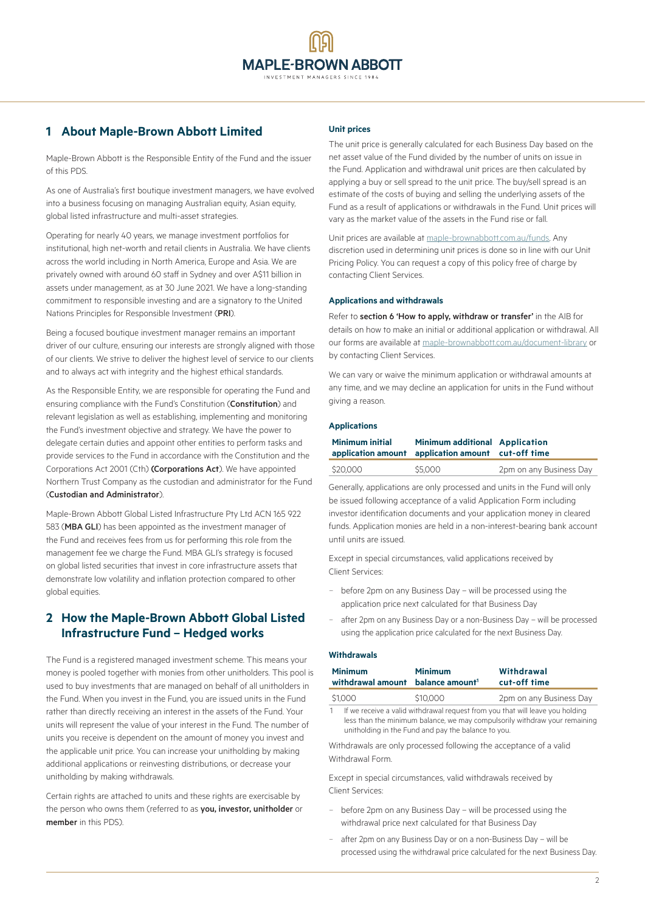## 1 About Maple-Brown Abbott Limited

Maple-Brown Abbott is the Responsible Entity of the Fund and the issuer of this PDS.

As one of Australia's first boutique investment managers, we have evolved into a business focusing on managing Australian equity, Asian equity, global listed infrastructure and multi-asset strategies.

Operating for nearly 40 years, we manage investment portfolios for institutional, high net-worth and retail clients in Australia. We have clients across the world including in North America, Europe and Asia. We are privately owned with around 60 staff in Sydney and over A$11 billion in assets under management, as at 30 June 2021. We have a long-standing commitment to responsible investing and are a signatory to the United Nations Principles for Responsible Investment (**PRI**).

Being a focused boutique investment manager remains an important driver of our culture, ensuring our interests are strongly aligned with those of our clients. We strive to deliver the highest level of service to our clients and to always act with integrity and the highest ethical standards.

As the Responsible Entity, we are responsible for operating the Fund and ensuring compliance with the Fund's Constitution (**Constitution**) and relevant legislation as well as establishing, implementing and monitoring the Fund's investment objective and strategy. We have the power to delegate certain duties and appoint other entities to perform tasks and provide services to the Fund in accordance with the Constitution and the Corporations Act 2001 (Cth) **(Corporations Act**). We have appointed Northern Trust Company as the custodian and administrator for the Fund (**Custodian and Administrator**).

Maple-Brown Abbott Global Listed Infrastructure Pty Ltd ACN 165 922 583 (**MBA GLI**) has been appointed as the investment manager of the Fund and receives fees from us for performing this role from the management fee we charge the Fund. MBA GLI's strategy is focused on global listed securities that invest in core infrastructure assets that demonstrate low volatility and inflation protection compared to other global equities.

## 2 How the Maple-Brown Abbott Global Listed Infrastructure Fund – Hedged works

The Fund is a registered managed investment scheme. This means your money is pooled together with monies from other unitholders. This pool is used to buy investments that are managed on behalf of all unitholders in the Fund. When you invest in the Fund, you are issued units in the Fund rather than directly receiving an interest in the assets of the Fund. Your units will represent the value of your interest in the Fund. The number of units you receive is dependent on the amount of money you invest and the applicable unit price. You can increase your unitholding by making additional applications or reinvesting distributions, or decrease your unitholding by making withdrawals.

Certain rights are attached to units and these rights are exercisable by the person who owns them (referred to as **you, investor, unitholder** or **member** in this PDS).

### Unit prices

The unit price is generally calculated for each Business Day based on the net asset value of the Fund divided by the number of units on issue in the Fund. Application and withdrawal unit prices are then calculated by applying a buy or sell spread to the unit price. The buy/sell spread is an estimate of the costs of buying and selling the underlying assets of the Fund as a result of applications or withdrawals in the Fund. Unit prices will vary as the market value of the assets in the Fund rise or fall.

Unit prices are available at maple-brownabbott.com.au/funds. Any discretion used in determining unit prices is done so in line with our Unit Pricing Policy. You can request a copy of this policy free of charge by contacting Client Services.

### Applications and withdrawals

Refer to **section 6 'How to apply, withdraw or transfer'** in the AIB for details on how to make an initial or additional application or withdrawal. All our forms are available at maple-brownabbott.com.au/document-library or by contacting Client Services.

We can vary or waive the minimum application or withdrawal amounts at any time, and we may decline an application for units in the Fund without giving a reason.

### Applications

| Minimum initial application amount | Minimum additional application amount | Application cut-off time |
|---|---|---|
| $20,000 | $5,000 | 2pm on any Business Day |

Generally, applications are only processed and units in the Fund will only be issued following acceptance of a valid Application Form including investor identification documents and your application money in cleared funds. Application monies are held in a non-interest-bearing bank account until units are issued.

Except in special circumstances, valid applications received by Client Services:

- before 2pm on any Business Day – will be processed using the application price next calculated for that Business Day
- after 2pm on any Business Day or a non-Business Day – will be processed using the application price calculated for the next Business Day.

### Withdrawals

| Minimum withdrawal amount | Minimum balance amount[1] | Withdrawal cut-off time |
|---|---|---|
| $1,000 | $10,000 | 2pm on any Business Day |

1 If we receive a valid withdrawal request from you that will leave you holding less than the minimum balance, we may compulsorily withdraw your remaining unitholding in the Fund and pay the balance to you.

Withdrawals are only processed following the acceptance of a valid Withdrawal Form.

Except in special circumstances, valid withdrawals received by Client Services:

- before 2pm on any Business Day – will be processed using the withdrawal price next calculated for that Business Day
- after 2pm on any Business Day or on a non-Business Day – will be processed using the withdrawal price calculated for the next Business Day.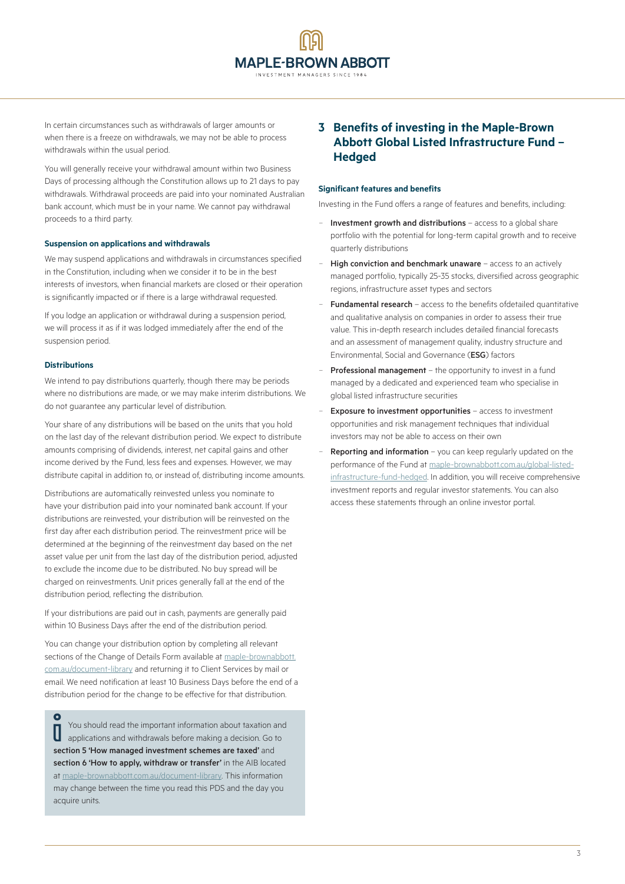In certain circumstances such as withdrawals of larger amounts or when there is a freeze on withdrawals, we may not be able to process withdrawals within the usual period.

You will generally receive your withdrawal amount within two Business Days of processing although the Constitution allows up to 21 days to pay withdrawals. Withdrawal proceeds are paid into your nominated Australian bank account, which must be in your name. We cannot pay withdrawal proceeds to a third party.

#### Suspension on applications and withdrawals

We may suspend applications and withdrawals in circumstances specified in the Constitution, including when we consider it to be in the best interests of investors, when financial markets are closed or their operation is significantly impacted or if there is a large withdrawal requested.

If you lodge an application or withdrawal during a suspension period, we will process it as if it was lodged immediately after the end of the suspension period.

#### Distributions

We intend to pay distributions quarterly, though there may be periods where no distributions are made, or we may make interim distributions. We do not guarantee any particular level of distribution.

Your share of any distributions will be based on the units that you hold on the last day of the relevant distribution period. We expect to distribute amounts comprising of dividends, interest, net capital gains and other income derived by the Fund, less fees and expenses. However, we may distribute capital in addition to, or instead of, distributing income amounts.

Distributions are automatically reinvested unless you nominate to have your distribution paid into your nominated bank account. If your distributions are reinvested, your distribution will be reinvested on the first day after each distribution period. The reinvestment price will be determined at the beginning of the reinvestment day based on the net asset value per unit from the last day of the distribution period, adjusted to exclude the income due to be distributed. No buy spread will be charged on reinvestments. Unit prices generally fall at the end of the distribution period, reflecting the distribution.

If your distributions are paid out in cash, payments are generally paid within 10 Business Days after the end of the distribution period.

You can change your distribution option by completing all relevant sections of the Change of Details Form available at maple-brownabbott.com.au/document-library and returning it to Client Services by mail or email. We need notification at least 10 Business Days before the end of a distribution period for the change to be effective for that distribution.

> You should read the important information about taxation and applications and withdrawals before making a decision. Go to **section 5 'How managed investment schemes are taxed'** and **section 6 'How to apply, withdraw or transfer'** in the AIB located at maple-brownabbott.com.au/document-library. This information may change between the time you read this PDS and the day you acquire units.

## 3 Benefits of investing in the Maple-Brown Abbott Global Listed Infrastructure Fund – Hedged

#### Significant features and benefits

Investing in the Fund offers a range of features and benefits, including:

- **Investment growth and distributions** – access to a global share portfolio with the potential for long-term capital growth and to receive quarterly distributions
- **High conviction and benchmark unaware** – access to an actively managed portfolio, typically 25-35 stocks, diversified across geographic regions, infrastructure asset types and sectors
- **Fundamental research** – access to the benefits ofdetailed quantitative and qualitative analysis on companies in order to assess their true value. This in-depth research includes detailed financial forecasts and an assessment of management quality, industry structure and Environmental, Social and Governance (**ESG**) factors
- **Professional management** – the opportunity to invest in a fund managed by a dedicated and experienced team who specialise in global listed infrastructure securities
- **Exposure to investment opportunities** – access to investment opportunities and risk management techniques that individual investors may not be able to access on their own
- **Reporting and information** – you can keep regularly updated on the performance of the Fund at maple-brownabbott.com.au/global-listed-infrastructure-fund-hedged. In addition, you will receive comprehensive investment reports and regular investor statements. You can also access these statements through an online investor portal.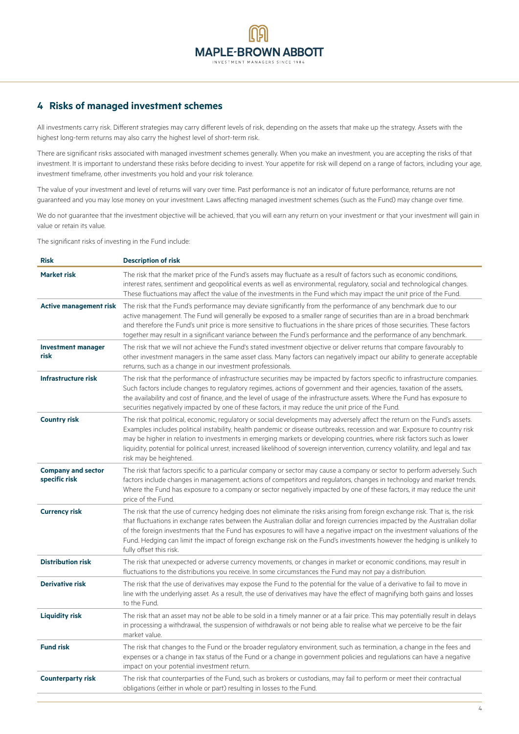## 4 Risks of managed investment schemes

All investments carry risk. Different strategies may carry different levels of risk, depending on the assets that make up the strategy. Assets with the highest long-term returns may also carry the highest level of short-term risk.

There are significant risks associated with managed investment schemes generally. When you make an investment, you are accepting the risks of that investment. It is important to understand these risks before deciding to invest. Your appetite for risk will depend on a range of factors, including your age, investment timeframe, other investments you hold and your risk tolerance.

The value of your investment and level of returns will vary over time. Past performance is not an indicator of future performance, returns are not guaranteed and you may lose money on your investment. Laws affecting managed investment schemes (such as the Fund) may change over time.

We do not guarantee that the investment objective will be achieved, that you will earn any return on your investment or that your investment will gain in value or retain its value.

The significant risks of investing in the Fund include:

| Risk | Description of risk |
|---|---|
| **Market risk** | The risk that the market price of the Fund's assets may fluctuate as a result of factors such as economic conditions, interest rates, sentiment and geopolitical events as well as environmental, regulatory, social and technological changes. These fluctuations may affect the value of the investments in the Fund which may impact the unit price of the Fund. |
| **Active management risk** | The risk that the Fund's performance may deviate significantly from the performance of any benchmark due to our active management. The Fund will generally be exposed to a smaller range of securities than are in a broad benchmark and therefore the Fund's unit price is more sensitive to fluctuations in the share prices of those securities. These factors together may result in a significant variance between the Fund's performance and the performance of any benchmark. |
| **Investment manager risk** | The risk that we will not achieve the Fund's stated investment objective or deliver returns that compare favourably to other investment managers in the same asset class. Many factors can negatively impact our ability to generate acceptable returns, such as a change in our investment professionals. |
| **Infrastructure risk** | The risk that the performance of infrastructure securities may be impacted by factors specific to infrastructure companies. Such factors include changes to regulatory regimes, actions of government and their agencies, taxation of the assets, the availability and cost of finance, and the level of usage of the infrastructure assets. Where the Fund has exposure to securities negatively impacted by one of these factors, it may reduce the unit price of the Fund. |
| **Country risk** | The risk that political, economic, regulatory or social developments may adversely affect the return on the Fund's assets. Examples includes political instability, health pandemic or disease outbreaks, recession and war. Exposure to country risk may be higher in relation to investments in emerging markets or developing countries, where risk factors such as lower liquidity, potential for political unrest, increased likelihood of sovereign intervention, currency volatility, and legal and tax risk may be heightened. |
| **Company and sector specific risk** | The risk that factors specific to a particular company or sector may cause a company or sector to perform adversely. Such factors include changes in management, actions of competitors and regulators, changes in technology and market trends. Where the Fund has exposure to a company or sector negatively impacted by one of these factors, it may reduce the unit price of the Fund. |
| **Currency risk** | The risk that the use of currency hedging does not eliminate the risks arising from foreign exchange risk. That is, the risk that fluctuations in exchange rates between the Australian dollar and foreign currencies impacted by the Australian dollar of the foreign investments that the Fund has exposures to will have a negative impact on the investment valuations of the Fund. Hedging can limit the impact of foreign exchange risk on the Fund's investments however the hedging is unlikely to fully offset this risk. |
| **Distribution risk** | The risk that unexpected or adverse currency movements, or changes in market or economic conditions, may result in fluctuations to the distributions you receive. In some circumstances the Fund may not pay a distribution. |
| **Derivative risk** | The risk that the use of derivatives may expose the Fund to the potential for the value of a derivative to fail to move in line with the underlying asset. As a result, the use of derivatives may have the effect of magnifying both gains and losses to the Fund. |
| **Liquidity risk** | The risk that an asset may not be able to be sold in a timely manner or at a fair price. This may potentially result in delays in processing a withdrawal, the suspension of withdrawals or not being able to realise what we perceive to be the fair market value. |
| **Fund risk** | The risk that changes to the Fund or the broader regulatory environment, such as termination, a change in the fees and expenses or a change in tax status of the Fund or a change in government policies and regulations can have a negative impact on your potential investment return. |
| **Counterparty risk** | The risk that counterparties of the Fund, such as brokers or custodians, may fail to perform or meet their contractual obligations (either in whole or part) resulting in losses to the Fund. |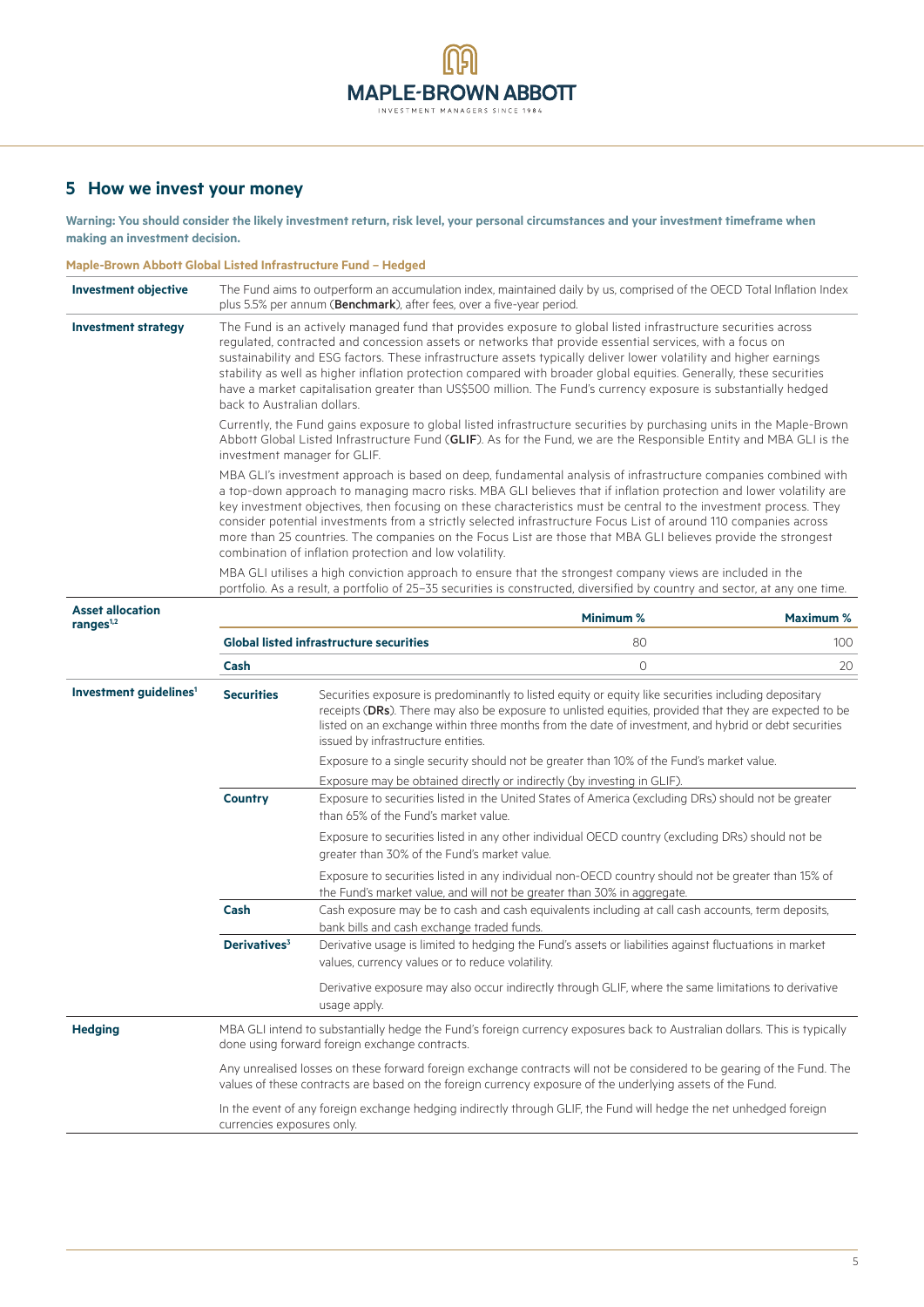## 5 How we invest your money

**Warning: You should consider the likely investment return, risk level, your personal circumstances and your investment timeframe when making an investment decision.**

**Maple-Brown Abbott Global Listed Infrastructure Fund – Hedged**

**Investment objective**

The Fund aims to outperform an accumulation index, maintained daily by us, comprised of the OECD Total Inflation Index plus 5.5% per annum (**Benchmark**), after fees, over a five-year period.

**Investment strategy**

The Fund is an actively managed fund that provides exposure to global listed infrastructure securities across regulated, contracted and concession assets or networks that provide essential services, with a focus on sustainability and ESG factors. These infrastructure assets typically deliver lower volatility and higher earnings stability as well as higher inflation protection compared with broader global equities. Generally, these securities have a market capitalisation greater than US$500 million. The Fund's currency exposure is substantially hedged back to Australian dollars.

Currently, the Fund gains exposure to global listed infrastructure securities by purchasing units in the Maple-Brown Abbott Global Listed Infrastructure Fund (**GLIF**). As for the Fund, we are the Responsible Entity and MBA GLI is the investment manager for GLIF.

MBA GLI's investment approach is based on deep, fundamental analysis of infrastructure companies combined with a top-down approach to managing macro risks. MBA GLI believes that if inflation protection and lower volatility are key investment objectives, then focusing on these characteristics must be central to the investment process. They consider potential investments from a strictly selected infrastructure Focus List of around 110 companies across more than 25 countries. The companies on the Focus List are those that MBA GLI believes provide the strongest combination of inflation protection and low volatility.

MBA GLI utilises a high conviction approach to ensure that the strongest company views are included in the portfolio. As a result, a portfolio of 25–35 securities is constructed, diversified by country and sector, at any one time.

**Asset allocation ranges[1,2]**

| | Minimum % | Maximum % |
|---|---|---|
| **Global listed infrastructure securities** | 80 | 100 |
| **Cash** | 0 | 20 |

**Investment guidelines[1]**

| | |
|---|---|
| **Securities** | Securities exposure is predominantly to listed equity or equity like securities including depositary receipts (**DRs**). There may also be exposure to unlisted equities, provided that they are expected to be listed on an exchange within three months from the date of investment, and hybrid or debt securities issued by infrastructure entities. |
| | Exposure to a single security should not be greater than 10% of the Fund's market value. |
| | Exposure may be obtained directly or indirectly (by investing in GLIF). |
| **Country** | Exposure to securities listed in the United States of America (excluding DRs) should not be greater than 65% of the Fund's market value. |
| | Exposure to securities listed in any other individual OECD country (excluding DRs) should not be greater than 30% of the Fund's market value. |
| | Exposure to securities listed in any individual non-OECD country should not be greater than 15% of the Fund's market value, and will not be greater than 30% in aggregate. |
| **Cash** | Cash exposure may be to cash and cash equivalents including at call cash accounts, term deposits, bank bills and cash exchange traded funds. |
| **Derivatives[3]** | Derivative usage is limited to hedging the Fund's assets or liabilities against fluctuations in market values, currency values or to reduce volatility. |
| | Derivative exposure may also occur indirectly through GLIF, where the same limitations to derivative usage apply. |

**Hedging**

MBA GLI intend to substantially hedge the Fund's foreign currency exposures back to Australian dollars. This is typically done using forward foreign exchange contracts.

Any unrealised losses on these forward foreign exchange contracts will not be considered to be gearing of the Fund. The values of these contracts are based on the foreign currency exposure of the underlying assets of the Fund.

In the event of any foreign exchange hedging indirectly through GLIF, the Fund will hedge the net unhedged foreign currencies exposures only.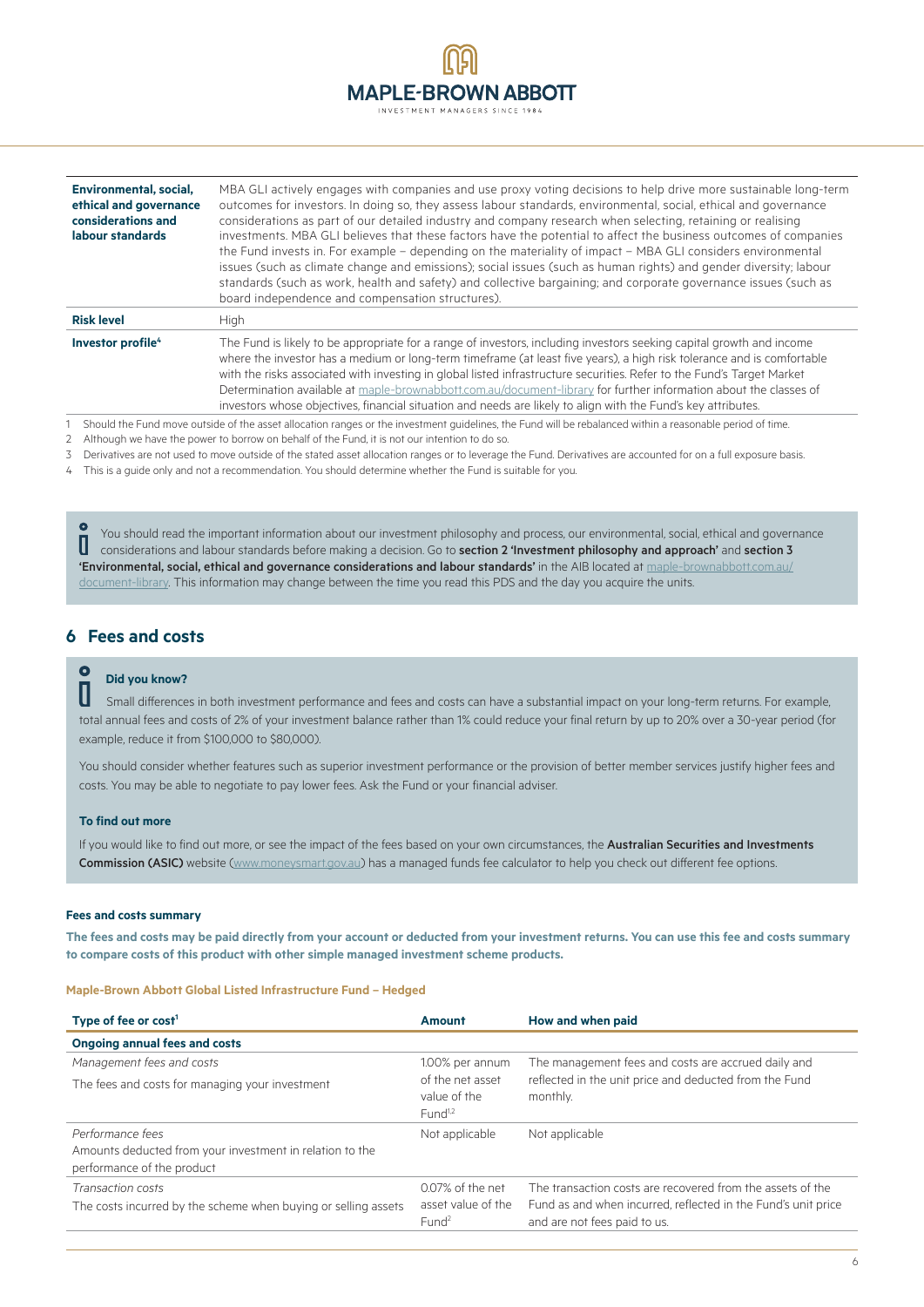| | |
|---|---|
| **Environmental, social, ethical and governance considerations and labour standards** | MBA GLI actively engages with companies and use proxy voting decisions to help drive more sustainable long-term outcomes for investors. In doing so, they assess labour standards, environmental, social, ethical and governance considerations as part of our detailed industry and company research when selecting, retaining or realising investments. MBA GLI believes that these factors have the potential to affect the business outcomes of companies the Fund invests in. For example – depending on the materiality of impact – MBA GLI considers environmental issues (such as climate change and emissions); social issues (such as human rights) and gender diversity; labour standards (such as work, health and safety) and collective bargaining; and corporate governance issues (such as board independence and compensation structures). |
| **Risk level** | High |
| **Investor profile**[4] | The Fund is likely to be appropriate for a range of investors, including investors seeking capital growth and income where the investor has a medium or long-term timeframe (at least five years), a high risk tolerance and is comfortable with the risks associated with investing in global listed infrastructure securities. Refer to the Fund's Target Market Determination available at maple-brownabbott.com.au/document-library for further information about the classes of investors whose objectives, financial situation and needs are likely to align with the Fund's key attributes. |

1 Should the Fund move outside of the asset allocation ranges or the investment guidelines, the Fund will be rebalanced within a reasonable period of time.

2 Although we have the power to borrow on behalf of the Fund, it is not our intention to do so.

3 Derivatives are not used to move outside of the stated asset allocation ranges or to leverage the Fund. Derivatives are accounted for on a full exposure basis.

4 This is a guide only and not a recommendation. You should determine whether the Fund is suitable for you.

You should read the important information about our investment philosophy and process, our environmental, social, ethical and governance considerations and labour standards before making a decision. Go to **section 2 'Investment philosophy and approach'** and **section 3 'Environmental, social, ethical and governance considerations and labour standards'** in the AIB located at maple-brownabbott.com.au/document-library. This information may change between the time you read this PDS and the day you acquire the units.

## 6 Fees and costs

**Did you know?**

Small differences in both investment performance and fees and costs can have a substantial impact on your long-term returns. For example, total annual fees and costs of 2% of your investment balance rather than 1% could reduce your final return by up to 20% over a 30-year period (for example, reduce it from $100,000 to $80,000).

You should consider whether features such as superior investment performance or the provision of better member services justify higher fees and costs. You may be able to negotiate to pay lower fees. Ask the Fund or your financial adviser.

**To find out more**

If you would like to find out more, or see the impact of the fees based on your own circumstances, the **Australian Securities and Investments Commission (ASIC)** website (www.moneysmart.gov.au) has a managed funds fee calculator to help you check out different fee options.

#### Fees and costs summary

**The fees and costs may be paid directly from your account or deducted from your investment returns. You can use this fee and costs summary to compare costs of this product with other simple managed investment scheme products.**

**Maple-Brown Abbott Global Listed Infrastructure Fund – Hedged**

| Type of fee or cost[1] | Amount | How and when paid |
|---|---|---|
| **Ongoing annual fees and costs** | | |
| *Management fees and costs*<br>The fees and costs for managing your investment | 1.00% per annum of the net asset value of the Fund[1,2] | The management fees and costs are accrued daily and reflected in the unit price and deducted from the Fund monthly. |
| *Performance fees*<br>Amounts deducted from your investment in relation to the performance of the product | Not applicable | Not applicable |
| *Transaction costs*<br>The costs incurred by the scheme when buying or selling assets | 0.07% of the net asset value of the Fund[2] | The transaction costs are recovered from the assets of the Fund as and when incurred, reflected in the Fund's unit price and are not fees paid to us. |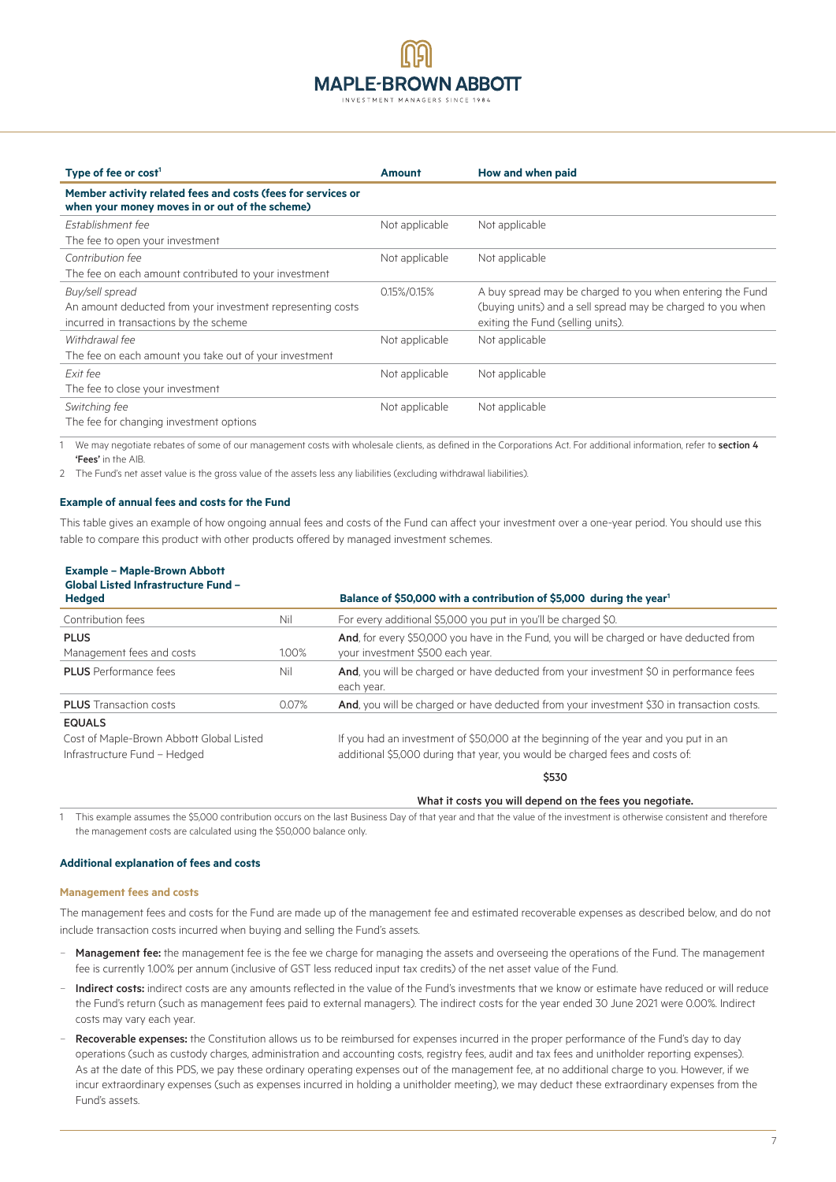| Type of fee or cost[1] | Amount | How and when paid |
|---|---|---|
| **Member activity related fees and costs (fees for services or when your money moves in or out of the scheme)** | | |
| *Establishment fee*<br>The fee to open your investment | Not applicable | Not applicable |
| *Contribution fee*<br>The fee on each amount contributed to your investment | Not applicable | Not applicable |
| *Buy/sell spread*<br>An amount deducted from your investment representing costs incurred in transactions by the scheme | 0.15%/0.15% | A buy spread may be charged to you when entering the Fund (buying units) and a sell spread may be charged to you when exiting the Fund (selling units). |
| *Withdrawal fee*<br>The fee on each amount you take out of your investment | Not applicable | Not applicable |
| *Exit fee*<br>The fee to close your investment | Not applicable | Not applicable |
| *Switching fee*<br>The fee for changing investment options | Not applicable | Not applicable |

1 We may negotiate rebates of some of our management costs with wholesale clients, as defined in the Corporations Act. For additional information, refer to **section 4 'Fees'** in the AIB.

2 The Fund's net asset value is the gross value of the assets less any liabilities (excluding withdrawal liabilities).

**Example of annual fees and costs for the Fund**

This table gives an example of how ongoing annual fees and costs of the Fund can affect your investment over a one-year period. You should use this table to compare this product with other products offered by managed investment schemes.

| **Example – Maple-Brown Abbott Global Listed Infrastructure Fund – Hedged** | | **Balance of $50,000 with a contribution of $5,000 during the year[1]** |
|---|---|---|
| Contribution fees | Nil | For every additional $5,000 you put in you'll be charged $0. |
| **PLUS**<br>Management fees and costs | 1.00% | **And**, for every $50,000 you have in the Fund, you will be charged or have deducted from your investment $500 each year. |
| **PLUS** Performance fees | Nil | **And**, you will be charged or have deducted from your investment $0 in performance fees each year. |
| **PLUS** Transaction costs | 0.07% | **And**, you will be charged or have deducted from your investment $30 in transaction costs. |
| **EQUALS**<br>Cost of Maple-Brown Abbott Global Listed Infrastructure Fund – Hedged | | If you had an investment of $50,000 at the beginning of the year and you put in an additional $5,000 during that year, you would be charged fees and costs of:<br>**$530**<br>**What it costs you will depend on the fees you negotiate.** |

1 This example assumes the $5,000 contribution occurs on the last Business Day of that year and that the value of the investment is otherwise consistent and therefore the management costs are calculated using the $50,000 balance only.

**Additional explanation of fees and costs**

**Management fees and costs**

The management fees and costs for the Fund are made up of the management fee and estimated recoverable expenses as described below, and do not include transaction costs incurred when buying and selling the Fund's assets.

- **Management fee:** the management fee is the fee we charge for managing the assets and overseeing the operations of the Fund. The management fee is currently 1.00% per annum (inclusive of GST less reduced input tax credits) of the net asset value of the Fund.
- **Indirect costs:** indirect costs are any amounts reflected in the value of the Fund's investments that we know or estimate have reduced or will reduce the Fund's return (such as management fees paid to external managers). The indirect costs for the year ended 30 June 2021 were 0.00%. Indirect costs may vary each year.
- **Recoverable expenses:** the Constitution allows us to be reimbursed for expenses incurred in the proper performance of the Fund's day to day operations (such as custody charges, administration and accounting costs, registry fees, audit and tax fees and unitholder reporting expenses). As at the date of this PDS, we pay these ordinary operating expenses out of the management fee, at no additional charge to you. However, if we incur extraordinary expenses (such as expenses incurred in holding a unitholder meeting), we may deduct these extraordinary expenses from the Fund's assets.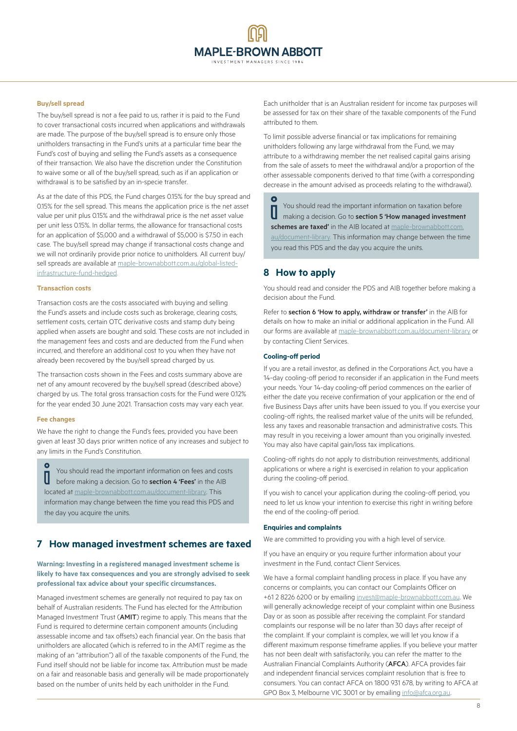### Buy/sell spread

The buy/sell spread is not a fee paid to us, rather it is paid to the Fund to cover transactional costs incurred when applications and withdrawals are made. The purpose of the buy/sell spread is to ensure only those unitholders transacting in the Fund's units at a particular time bear the Fund's cost of buying and selling the Fund's assets as a consequence of their transaction. We also have the discretion under the Constitution to waive some or all of the buy/sell spread, such as if an application or withdrawal is to be satisfied by an in-specie transfer.

As at the date of this PDS, the Fund charges 0.15% for the buy spread and 0.15% for the sell spread. This means the application price is the net asset value per unit plus 0.15% and the withdrawal price is the net asset value per unit less 0.15%. In dollar terms, the allowance for transactional costs for an application of $5,000 and a withdrawal of $5,000 is $7.50 in each case. The buy/sell spread may change if transactional costs change and we will not ordinarily provide prior notice to unitholders. All current buy/sell spreads are available at maple-brownabbott.com.au/global-listed-infrastructure-fund-hedged.

### Transaction costs

Transaction costs are the costs associated with buying and selling the Fund's assets and include costs such as brokerage, clearing costs, settlement costs, certain OTC derivative costs and stamp duty being applied when assets are bought and sold. These costs are not included in the management fees and costs and are deducted from the Fund when incurred, and therefore an additional cost to you when they have not already been recovered by the buy/sell spread charged by us.

The transaction costs shown in the Fees and costs summary above are net of any amount recovered by the buy/sell spread (described above) charged by us. The total gross transaction costs for the Fund were 0.12% for the year ended 30 June 2021. Transaction costs may vary each year.

### Fee changes

We have the right to change the Fund's fees, provided you have been given at least 30 days prior written notice of any increases and subject to any limits in the Fund's Constitution.

> You should read the important information on fees and costs before making a decision. Go to **section 4 'Fees'** in the AIB located at maple-brownabbott.com.au/document-library. This information may change between the time you read this PDS and the day you acquire the units.

## 7 How managed investment schemes are taxed

**Warning: Investing in a registered managed investment scheme is likely to have tax consequences and you are strongly advised to seek professional tax advice about your specific circumstances.**

Managed investment schemes are generally not required to pay tax on behalf of Australian residents. The Fund has elected for the Attribution Managed Investment Trust (**AMIT**) regime to apply. This means that the Fund is required to determine certain component amounts (including assessable income and tax offsets) each financial year. On the basis that unitholders are allocated (which is referred to in the AMIT regime as the making of an "attribution") all of the taxable components of the Fund, the Fund itself should not be liable for income tax. Attribution must be made on a fair and reasonable basis and generally will be made proportionately based on the number of units held by each unitholder in the Fund.

Each unitholder that is an Australian resident for income tax purposes will be assessed for tax on their share of the taxable components of the Fund attributed to them.

To limit possible adverse financial or tax implications for remaining unitholders following any large withdrawal from the Fund, we may attribute to a withdrawing member the net realised capital gains arising from the sale of assets to meet the withdrawal and/or a proportion of the other assessable components derived to that time (with a corresponding decrease in the amount advised as proceeds relating to the withdrawal).

> You should read the important information on taxation before making a decision. Go to **section 5 'How managed investment schemes are taxed'** in the AIB located at maple-brownabbott.com.au/document-library. This information may change between the time you read this PDS and the day you acquire the units.

## 8 How to apply

You should read and consider the PDS and AIB together before making a decision about the Fund.

Refer to **section 6 'How to apply, withdraw or transfer'** in the AIB for details on how to make an initial or additional application in the Fund. All our forms are available at maple-brownabbott.com.au/document-library or by contacting Client Services.

### Cooling-off period

If you are a retail investor, as defined in the Corporations Act, you have a 14-day cooling-off period to reconsider if an application in the Fund meets your needs. Your 14-day cooling-off period commences on the earlier of either the date you receive confirmation of your application or the end of five Business Days after units have been issued to you. If you exercise your cooling-off rights, the realised market value of the units will be refunded, less any taxes and reasonable transaction and administrative costs. This may result in you receiving a lower amount than you originally invested. You may also have capital gain/loss tax implications.

Cooling-off rights do not apply to distribution reinvestments, additional applications or where a right is exercised in relation to your application during the cooling-off period.

If you wish to cancel your application during the cooling-off period, you need to let us know your intention to exercise this right in writing before the end of the cooling-off period.

### Enquiries and complaints

We are committed to providing you with a high level of service.

If you have an enquiry or you require further information about your investment in the Fund, contact Client Services.

We have a formal complaint handling process in place. If you have any concerns or complaints, you can contact our Complaints Officer on +61 2 8226 6200 or by emailing invest@maple-brownabbott.com.au. We will generally acknowledge receipt of your complaint within one Business Day or as soon as possible after receiving the complaint. For standard complaints our response will be no later than 30 days after receipt of the complaint. If your complaint is complex, we will let you know if a different maximum response timeframe applies. If you believe your matter has not been dealt with satisfactorily, you can refer the matter to the Australian Financial Complaints Authority (**AFCA**). AFCA provides fair and independent financial services complaint resolution that is free to consumers. You can contact AFCA on 1800 931 678, by writing to AFCA at GPO Box 3, Melbourne VIC 3001 or by emailing info@afca.org.au.